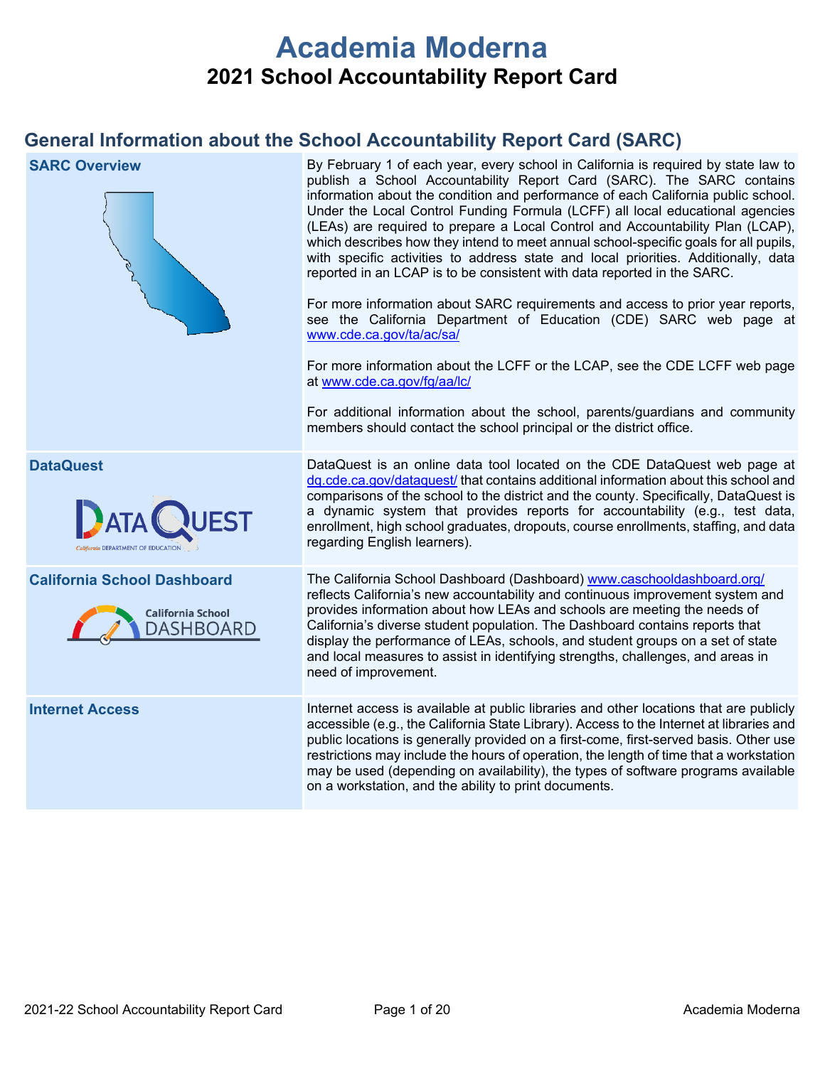# Academia Moderna

## 2021 School Accountability Report Card

## General Information about the School Accountability Report Card (SARC)

| | |
|---|---|
| **SARC Overview** | By February 1 of each year, every school in California is required by state law to publish a School Accountability Report Card (SARC). The SARC contains information about the condition and performance of each California public school. Under the Local Control Funding Formula (LCFF) all local educational agencies (LEAs) are required to prepare a Local Control and Accountability Plan (LCAP), which describes how they intend to meet annual school-specific goals for all pupils, with specific activities to address state and local priorities. Additionally, data reported in an LCAP is to be consistent with data reported in the SARC.<br><br>For more information about SARC requirements and access to prior year reports, see the California Department of Education (CDE) SARC web page at www.cde.ca.gov/ta/ac/sa/<br><br>For more information about the LCFF or the LCAP, see the CDE LCFF web page at www.cde.ca.gov/fg/aa/lc/<br><br>For additional information about the school, parents/guardians and community members should contact the school principal or the district office. |
| **DataQuest** | DataQuest is an online data tool located on the CDE DataQuest web page at dq.cde.ca.gov/dataquest/ that contains additional information about this school and comparisons of the school to the district and the county. Specifically, DataQuest is a dynamic system that provides reports for accountability (e.g., test data, enrollment, high school graduates, dropouts, course enrollments, staffing, and data regarding English learners). |
| **California School Dashboard** | The California School Dashboard (Dashboard) www.caschooldashboard.org/ reflects California's new accountability and continuous improvement system and provides information about how LEAs and schools are meeting the needs of California's diverse student population. The Dashboard contains reports that display the performance of LEAs, schools, and student groups on a set of state and local measures to assist in identifying strengths, challenges, and areas in need of improvement. |
| **Internet Access** | Internet access is available at public libraries and other locations that are publicly accessible (e.g., the California State Library). Access to the Internet at libraries and public locations is generally provided on a first-come, first-served basis. Other use restrictions may include the hours of operation, the length of time that a workstation may be used (depending on availability), the types of software programs available on a workstation, and the ability to print documents. |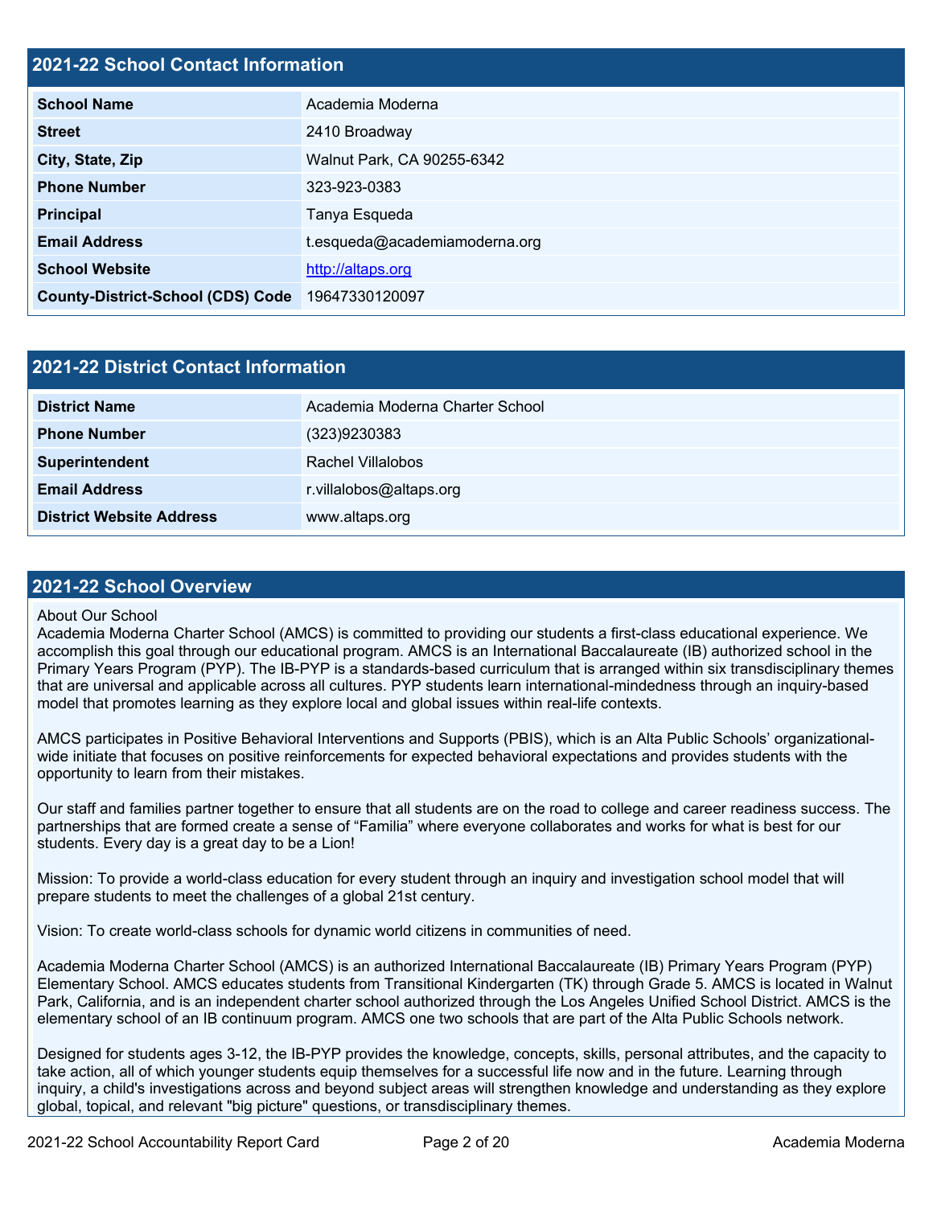## 2021-22 School Contact Information

| | |
|---|---|
| **School Name** | Academia Moderna |
| **Street** | 2410 Broadway |
| **City, State, Zip** | Walnut Park, CA 90255-6342 |
| **Phone Number** | 323-923-0383 |
| **Principal** | Tanya Esqueda |
| **Email Address** | t.esqueda@academiamoderna.org |
| **School Website** | http://altaps.org |
| **County-District-School (CDS) Code** | 19647330120097 |

## 2021-22 District Contact Information

| | |
|---|---|
| **District Name** | Academia Moderna Charter School |
| **Phone Number** | (323)9230383 |
| **Superintendent** | Rachel Villalobos |
| **Email Address** | r.villalobos@altaps.org |
| **District Website Address** | www.altaps.org |

## 2021-22 School Overview

About Our School
Academia Moderna Charter School (AMCS) is committed to providing our students a first-class educational experience. We accomplish this goal through our educational program. AMCS is an International Baccalaureate (IB) authorized school in the Primary Years Program (PYP). The IB-PYP is a standards-based curriculum that is arranged within six transdisciplinary themes that are universal and applicable across all cultures. PYP students learn international-mindedness through an inquiry-based model that promotes learning as they explore local and global issues within real-life contexts.

AMCS participates in Positive Behavioral Interventions and Supports (PBIS), which is an Alta Public Schools' organizational-wide initiate that focuses on positive reinforcements for expected behavioral expectations and provides students with the opportunity to learn from their mistakes.

Our staff and families partner together to ensure that all students are on the road to college and career readiness success. The partnerships that are formed create a sense of "Familia" where everyone collaborates and works for what is best for our students. Every day is a great day to be a Lion!

Mission: To provide a world-class education for every student through an inquiry and investigation school model that will prepare students to meet the challenges of a global 21st century.

Vision: To create world-class schools for dynamic world citizens in communities of need.

Academia Moderna Charter School (AMCS) is an authorized International Baccalaureate (IB) Primary Years Program (PYP) Elementary School. AMCS educates students from Transitional Kindergarten (TK) through Grade 5. AMCS is located in Walnut Park, California, and is an independent charter school authorized through the Los Angeles Unified School District. AMCS is the elementary school of an IB continuum program. AMCS one two schools that are part of the Alta Public Schools network.

Designed for students ages 3-12, the IB-PYP provides the knowledge, concepts, skills, personal attributes, and the capacity to take action, all of which younger students equip themselves for a successful life now and in the future. Learning through inquiry, a child's investigations across and beyond subject areas will strengthen knowledge and understanding as they explore global, topical, and relevant "big picture" questions, or transdisciplinary themes.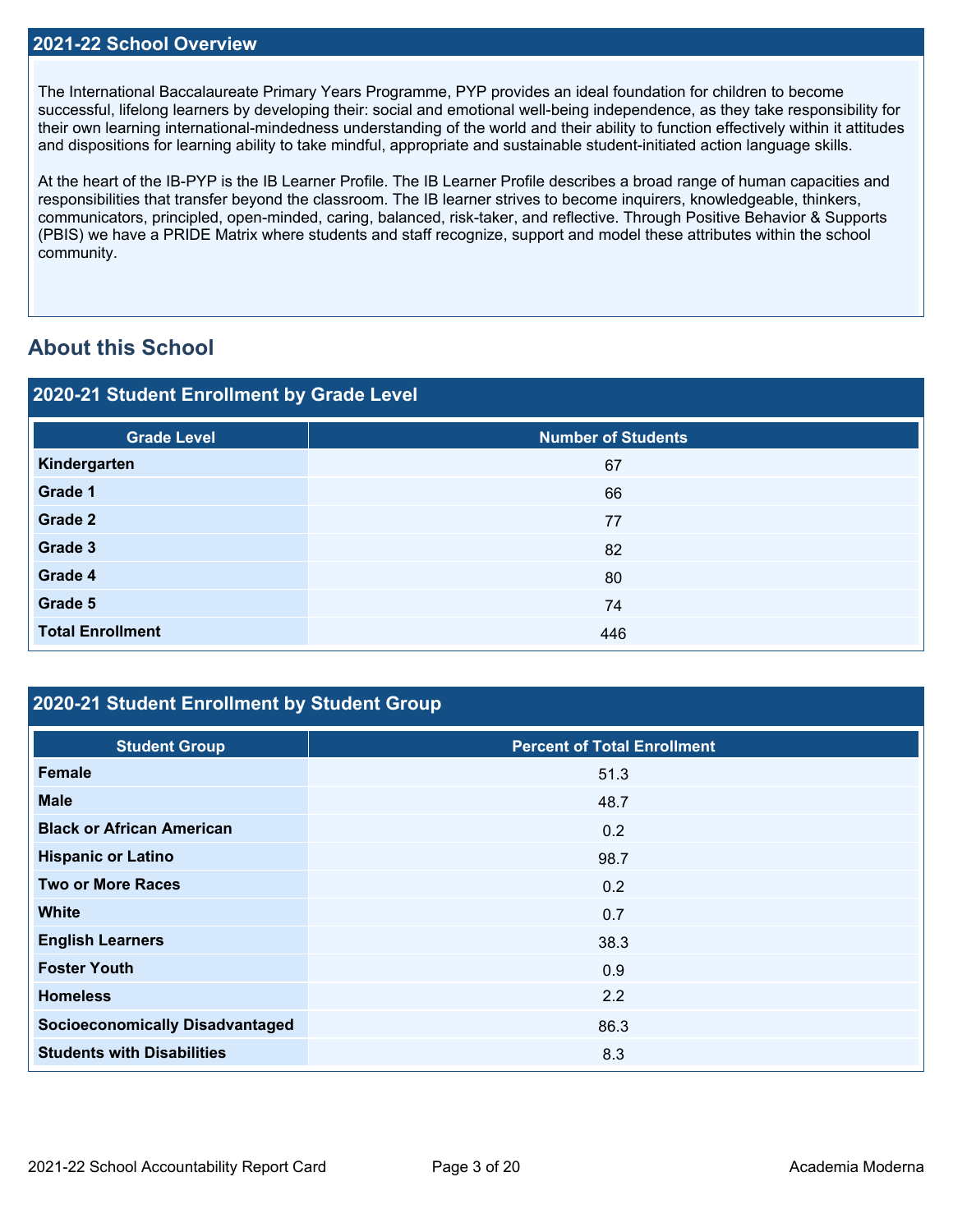## 2021-22 School Overview

The International Baccalaureate Primary Years Programme, PYP provides an ideal foundation for children to become successful, lifelong learners by developing their: social and emotional well-being independence, as they take responsibility for their own learning international-mindedness understanding of the world and their ability to function effectively within it attitudes and dispositions for learning ability to take mindful, appropriate and sustainable student-initiated action language skills.

At the heart of the IB-PYP is the IB Learner Profile. The IB Learner Profile describes a broad range of human capacities and responsibilities that transfer beyond the classroom. The IB learner strives to become inquirers, knowledgeable, thinkers, communicators, principled, open-minded, caring, balanced, risk-taker, and reflective. Through Positive Behavior & Supports (PBIS) we have a PRIDE Matrix where students and staff recognize, support and model these attributes within the school community.

# About this School

## 2020-21 Student Enrollment by Grade Level

| Grade Level | Number of Students |
|---|---|
| **Kindergarten** | 67 |
| **Grade 1** | 66 |
| **Grade 2** | 77 |
| **Grade 3** | 82 |
| **Grade 4** | 80 |
| **Grade 5** | 74 |
| **Total Enrollment** | 446 |

## 2020-21 Student Enrollment by Student Group

| Student Group | Percent of Total Enrollment |
|---|---|
| **Female** | 51.3 |
| **Male** | 48.7 |
| **Black or African American** | 0.2 |
| **Hispanic or Latino** | 98.7 |
| **Two or More Races** | 0.2 |
| **White** | 0.7 |
| **English Learners** | 38.3 |
| **Foster Youth** | 0.9 |
| **Homeless** | 2.2 |
| **Socioeconomically Disadvantaged** | 86.3 |
| **Students with Disabilities** | 8.3 |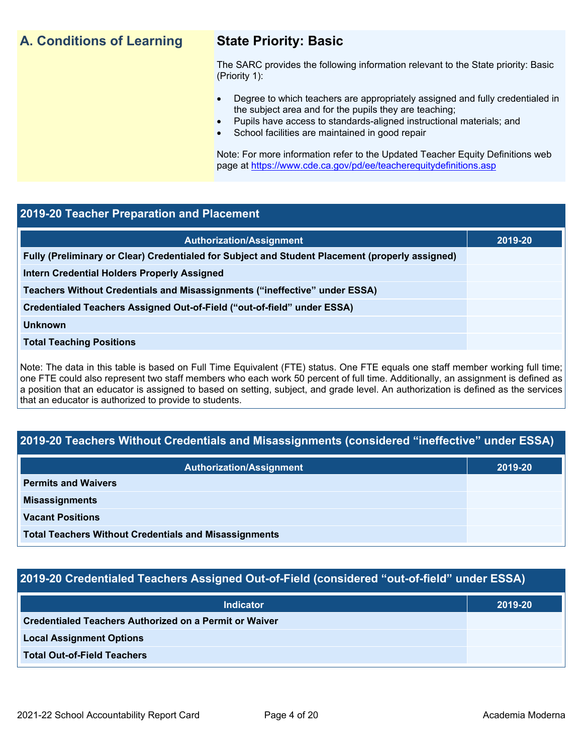## A. Conditions of Learning

### State Priority: Basic

The SARC provides the following information relevant to the State priority: Basic (Priority 1):

- Degree to which teachers are appropriately assigned and fully credentialed in the subject area and for the pupils they are teaching;
- Pupils have access to standards-aligned instructional materials; and
- School facilities are maintained in good repair

Note: For more information refer to the Updated Teacher Equity Definitions web page at https://www.cde.ca.gov/pd/ee/teacherequitydefinitions.asp

### 2019-20 Teacher Preparation and Placement

| Authorization/Assignment | 2019-20 |
|---|---|
| Fully (Preliminary or Clear) Credentialed for Subject and Student Placement (properly assigned) | |
| Intern Credential Holders Properly Assigned | |
| Teachers Without Credentials and Misassignments ("ineffective" under ESSA) | |
| Credentialed Teachers Assigned Out-of-Field ("out-of-field" under ESSA) | |
| Unknown | |
| Total Teaching Positions | |

Note: The data in this table is based on Full Time Equivalent (FTE) status. One FTE equals one staff member working full time; one FTE could also represent two staff members who each work 50 percent of full time. Additionally, an assignment is defined as a position that an educator is assigned to based on setting, subject, and grade level. An authorization is defined as the services that an educator is authorized to provide to students.

### 2019-20 Teachers Without Credentials and Misassignments (considered "ineffective" under ESSA)

| Authorization/Assignment | 2019-20 |
|---|---|
| Permits and Waivers | |
| Misassignments | |
| Vacant Positions | |
| Total Teachers Without Credentials and Misassignments | |

### 2019-20 Credentialed Teachers Assigned Out-of-Field (considered "out-of-field" under ESSA)

| Indicator | 2019-20 |
|---|---|
| Credentialed Teachers Authorized on a Permit or Waiver | |
| Local Assignment Options | |
| Total Out-of-Field Teachers | |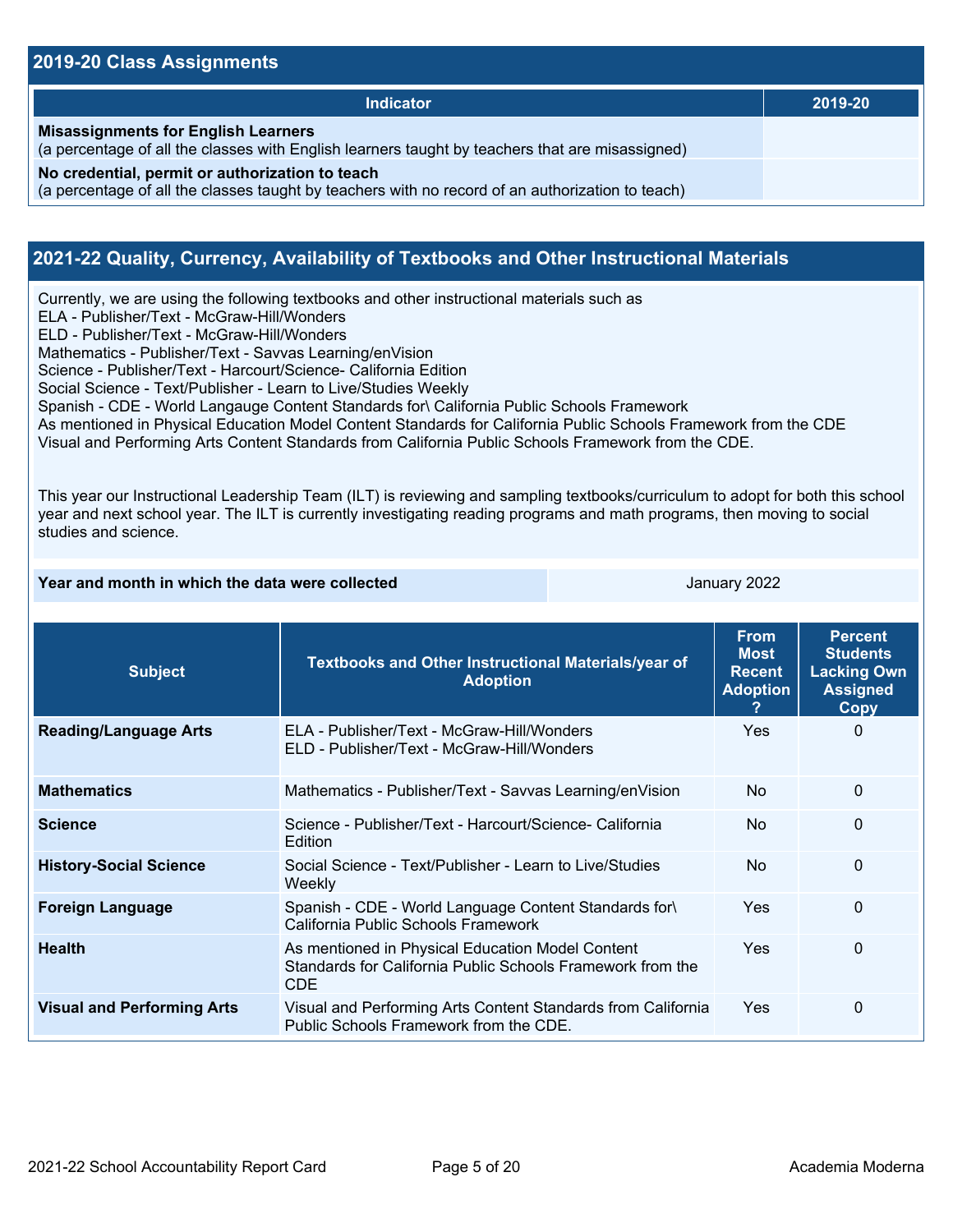## 2019-20 Class Assignments

| Indicator | 2019-20 |
| --- | --- |
| **Misassignments for English Learners**<br>(a percentage of all the classes with English learners taught by teachers that are misassigned) | |
| **No credential, permit or authorization to teach**<br>(a percentage of all the classes taught by teachers with no record of an authorization to teach) | |

## 2021-22 Quality, Currency, Availability of Textbooks and Other Instructional Materials

Currently, we are using the following textbooks and other instructional materials such as
ELA - Publisher/Text - McGraw-Hill/Wonders
ELD - Publisher/Text - McGraw-Hill/Wonders
Mathematics - Publisher/Text - Savvas Learning/enVision
Science - Publisher/Text - Harcourt/Science- California Edition
Social Science - Text/Publisher - Learn to Live/Studies Weekly
Spanish - CDE - World Langauge Content Standards for\ California Public Schools Framework
As mentioned in Physical Education Model Content Standards for California Public Schools Framework from the CDE
Visual and Performing Arts Content Standards from California Public Schools Framework from the CDE.

This year our Instructional Leadership Team (ILT) is reviewing and sampling textbooks/curriculum to adopt for both this school year and next school year. The ILT is currently investigating reading programs and math programs, then moving to social studies and science.

| Year and month in which the data were collected | January 2022 |
| --- | --- |

| Subject | Textbooks and Other Instructional Materials/year of Adoption | From Most Recent Adoption ? | Percent Students Lacking Own Assigned Copy |
| --- | --- | --- | --- |
| **Reading/Language Arts** | ELA - Publisher/Text - McGraw-Hill/Wonders<br>ELD - Publisher/Text - McGraw-Hill/Wonders | Yes | 0 |
| **Mathematics** | Mathematics - Publisher/Text - Savvas Learning/enVision | No | 0 |
| **Science** | Science - Publisher/Text - Harcourt/Science- California Edition | No | 0 |
| **History-Social Science** | Social Science - Text/Publisher - Learn to Live/Studies Weekly | No | 0 |
| **Foreign Language** | Spanish - CDE - World Language Content Standards for\ California Public Schools Framework | Yes | 0 |
| **Health** | As mentioned in Physical Education Model Content Standards for California Public Schools Framework from the CDE | Yes | 0 |
| **Visual and Performing Arts** | Visual and Performing Arts Content Standards from California Public Schools Framework from the CDE. | Yes | 0 |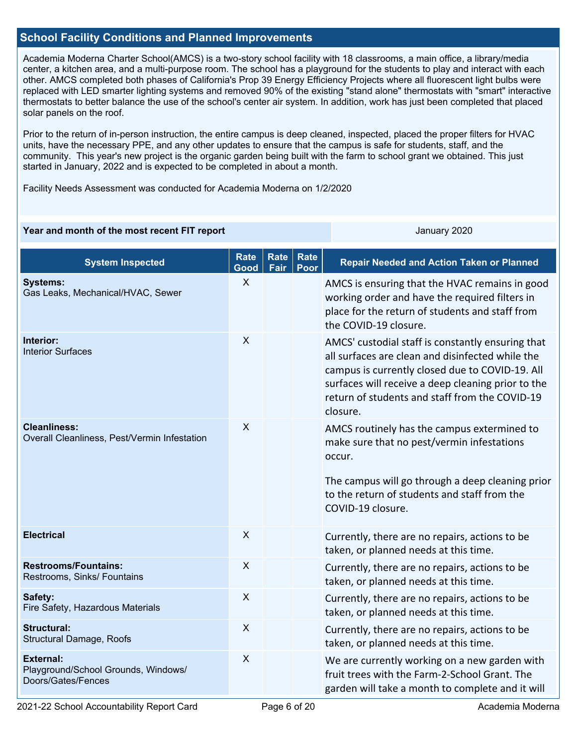## School Facility Conditions and Planned Improvements

Academia Moderna Charter School(AMCS) is a two-story school facility with 18 classrooms, a main office, a library/media center, a kitchen area, and a multi-purpose room. The school has a playground for the students to play and interact with each other. AMCS completed both phases of California's Prop 39 Energy Efficiency Projects where all fluorescent light bulbs were replaced with LED smarter lighting systems and removed 90% of the existing "stand alone" thermostats with "smart" interactive thermostats to better balance the use of the school's center air system. In addition, work has just been completed that placed solar panels on the roof.

Prior to the return of in-person instruction, the entire campus is deep cleaned, inspected, placed the proper filters for HVAC units, have the necessary PPE, and any other updates to ensure that the campus is safe for students, staff, and the community. This year's new project is the organic garden being built with the farm to school grant we obtained. This just started in January, 2022 and is expected to be completed in about a month.

Facility Needs Assessment was conducted for Academia Moderna on 1/2/2020

| Year and month of the most recent FIT report | January 2020 |
|---|---|

| System Inspected | Rate Good | Rate Fair | Rate Poor | Repair Needed and Action Taken or Planned |
|---|---|---|---|---|
| **Systems:** Gas Leaks, Mechanical/HVAC, Sewer | X | | | AMCS is ensuring that the HVAC remains in good working order and have the required filters in place for the return of students and staff from the COVID-19 closure. |
| **Interior:** Interior Surfaces | X | | | AMCS' custodial staff is constantly ensuring that all surfaces are clean and disinfected while the campus is currently closed due to COVID-19. All surfaces will receive a deep cleaning prior to the return of students and staff from the COVID-19 closure. |
| **Cleanliness:** Overall Cleanliness, Pest/Vermin Infestation | X | | | AMCS routinely has the campus extermined to make sure that no pest/vermin infestations occur. The campus will go through a deep cleaning prior to the return of students and staff from the COVID-19 closure. |
| **Electrical** | X | | | Currently, there are no repairs, actions to be taken, or planned needs at this time. |
| **Restrooms/Fountains:** Restrooms, Sinks/ Fountains | X | | | Currently, there are no repairs, actions to be taken, or planned needs at this time. |
| **Safety:** Fire Safety, Hazardous Materials | X | | | Currently, there are no repairs, actions to be taken, or planned needs at this time. |
| **Structural:** Structural Damage, Roofs | X | | | Currently, there are no repairs, actions to be taken, or planned needs at this time. |
| **External:** Playground/School Grounds, Windows/ Doors/Gates/Fences | X | | | We are currently working on a new garden with fruit trees with the Farm-2-School Grant. The garden will take a month to complete and it will |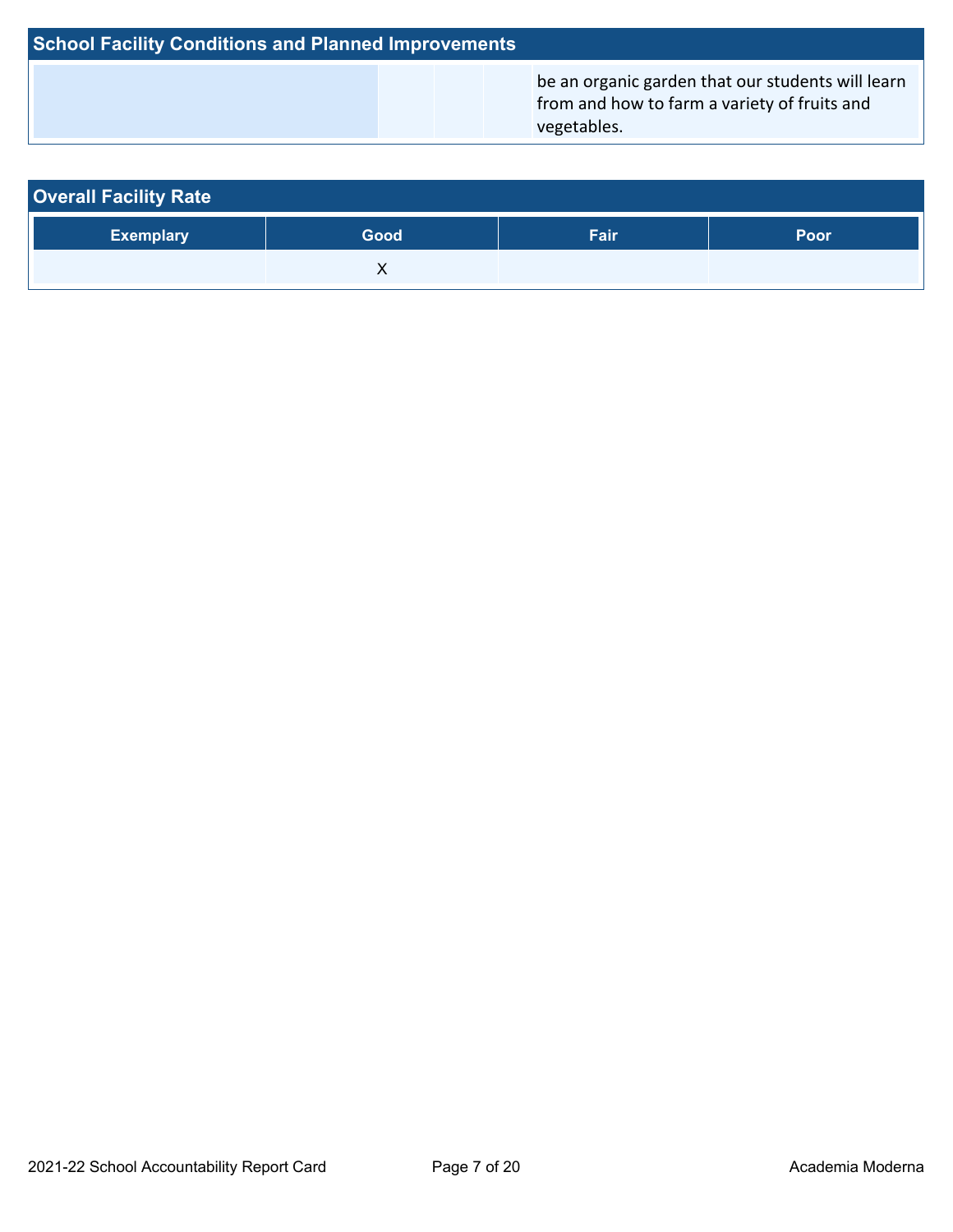## School Facility Conditions and Planned Improvements

| | | | | |
|---|---|---|---|---|
| | | | | be an organic garden that our students will learn from and how to farm a variety of fruits and vegetables. |

## Overall Facility Rate

| Exemplary | Good | Fair | Poor |
|---|---|---|---|
| | X | | |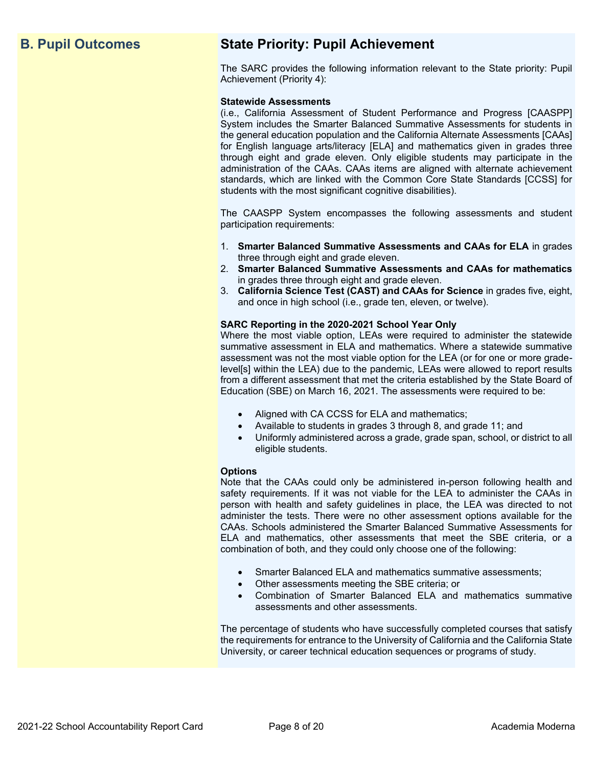## B. Pupil Outcomes

## State Priority: Pupil Achievement

The SARC provides the following information relevant to the State priority: Pupil Achievement (Priority 4):

**Statewide Assessments**
(i.e., California Assessment of Student Performance and Progress [CAASPP] System includes the Smarter Balanced Summative Assessments for students in the general education population and the California Alternate Assessments [CAAs] for English language arts/literacy [ELA] and mathematics given in grades three through eight and grade eleven. Only eligible students may participate in the administration of the CAAs. CAAs items are aligned with alternate achievement standards, which are linked with the Common Core State Standards [CCSS] for students with the most significant cognitive disabilities).

The CAASPP System encompasses the following assessments and student participation requirements:

1. **Smarter Balanced Summative Assessments and CAAs for ELA** in grades three through eight and grade eleven.
2. **Smarter Balanced Summative Assessments and CAAs for mathematics** in grades three through eight and grade eleven.
3. **California Science Test (CAST) and CAAs for Science** in grades five, eight, and once in high school (i.e., grade ten, eleven, or twelve).

**SARC Reporting in the 2020-2021 School Year Only**
Where the most viable option, LEAs were required to administer the statewide summative assessment in ELA and mathematics. Where a statewide summative assessment was not the most viable option for the LEA (or for one or more grade-level[s] within the LEA) due to the pandemic, LEAs were allowed to report results from a different assessment that met the criteria established by the State Board of Education (SBE) on March 16, 2021. The assessments were required to be:

- Aligned with CA CCSS for ELA and mathematics;
- Available to students in grades 3 through 8, and grade 11; and
- Uniformly administered across a grade, grade span, school, or district to all eligible students.

**Options**
Note that the CAAs could only be administered in-person following health and safety requirements. If it was not viable for the LEA to administer the CAAs in person with health and safety guidelines in place, the LEA was directed to not administer the tests. There were no other assessment options available for the CAAs. Schools administered the Smarter Balanced Summative Assessments for ELA and mathematics, other assessments that meet the SBE criteria, or a combination of both, and they could only choose one of the following:

- Smarter Balanced ELA and mathematics summative assessments;
- Other assessments meeting the SBE criteria; or
- Combination of Smarter Balanced ELA and mathematics summative assessments and other assessments.

The percentage of students who have successfully completed courses that satisfy the requirements for entrance to the University of California and the California State University, or career technical education sequences or programs of study.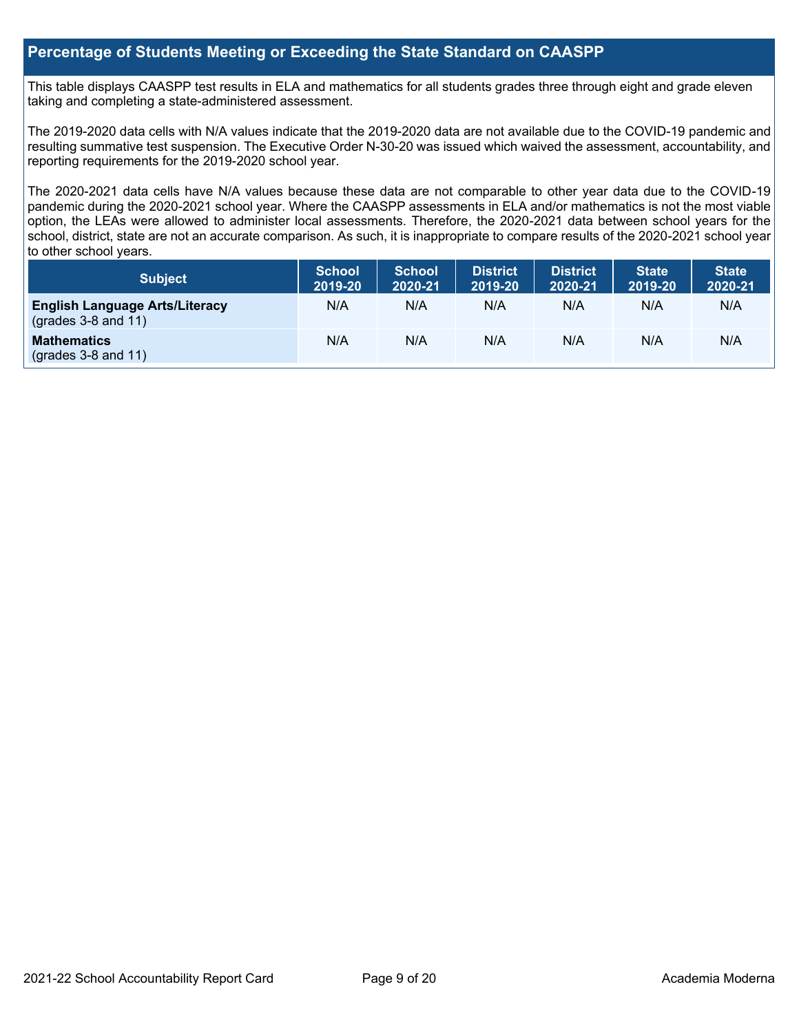## Percentage of Students Meeting or Exceeding the State Standard on CAASPP

This table displays CAASPP test results in ELA and mathematics for all students grades three through eight and grade eleven taking and completing a state-administered assessment.

The 2019-2020 data cells with N/A values indicate that the 2019-2020 data are not available due to the COVID-19 pandemic and resulting summative test suspension. The Executive Order N-30-20 was issued which waived the assessment, accountability, and reporting requirements for the 2019-2020 school year.

The 2020-2021 data cells have N/A values because these data are not comparable to other year data due to the COVID-19 pandemic during the 2020-2021 school year. Where the CAASPP assessments in ELA and/or mathematics is not the most viable option, the LEAs were allowed to administer local assessments. Therefore, the 2020-2021 data between school years for the school, district, state are not an accurate comparison. As such, it is inappropriate to compare results of the 2020-2021 school year to other school years.

| Subject | School 2019-20 | School 2020-21 | District 2019-20 | District 2020-21 | State 2019-20 | State 2020-21 |
|---|---|---|---|---|---|---|
| **English Language Arts/Literacy** (grades 3-8 and 11) | N/A | N/A | N/A | N/A | N/A | N/A |
| **Mathematics** (grades 3-8 and 11) | N/A | N/A | N/A | N/A | N/A | N/A |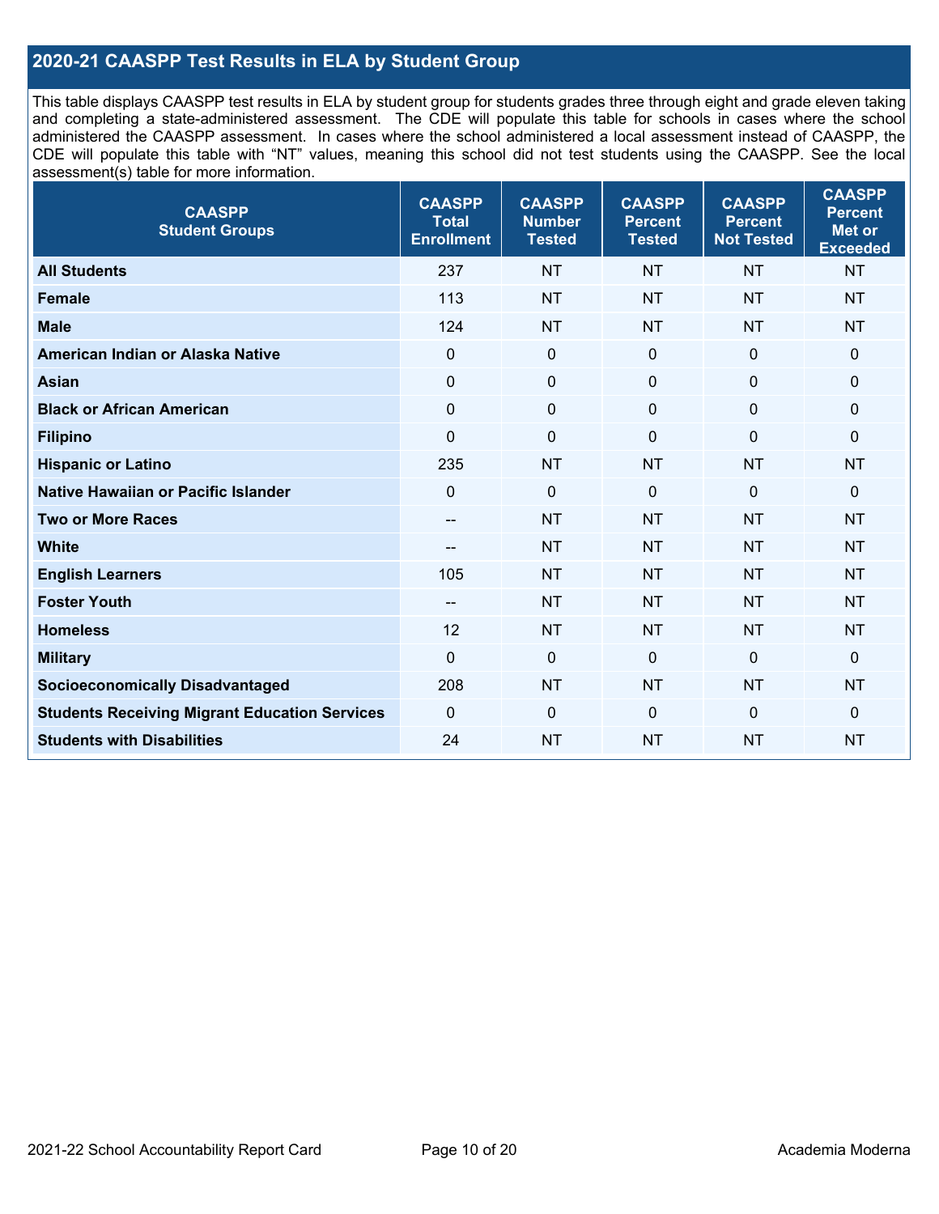## 2020-21 CAASPP Test Results in ELA by Student Group

This table displays CAASPP test results in ELA by student group for students grades three through eight and grade eleven taking and completing a state-administered assessment. The CDE will populate this table for schools in cases where the school administered the CAASPP assessment. In cases where the school administered a local assessment instead of CAASPP, the CDE will populate this table with "NT" values, meaning this school did not test students using the CAASPP. See the local assessment(s) table for more information.

| CAASPP Student Groups | CAASPP Total Enrollment | CAASPP Number Tested | CAASPP Percent Tested | CAASPP Percent Not Tested | CAASPP Percent Met or Exceeded |
|---|---|---|---|---|---|
| **All Students** | 237 | NT | NT | NT | NT |
| **Female** | 113 | NT | NT | NT | NT |
| **Male** | 124 | NT | NT | NT | NT |
| **American Indian or Alaska Native** | 0 | 0 | 0 | 0 | 0 |
| **Asian** | 0 | 0 | 0 | 0 | 0 |
| **Black or African American** | 0 | 0 | 0 | 0 | 0 |
| **Filipino** | 0 | 0 | 0 | 0 | 0 |
| **Hispanic or Latino** | 235 | NT | NT | NT | NT |
| **Native Hawaiian or Pacific Islander** | 0 | 0 | 0 | 0 | 0 |
| **Two or More Races** | -- | NT | NT | NT | NT |
| **White** | -- | NT | NT | NT | NT |
| **English Learners** | 105 | NT | NT | NT | NT |
| **Foster Youth** | -- | NT | NT | NT | NT |
| **Homeless** | 12 | NT | NT | NT | NT |
| **Military** | 0 | 0 | 0 | 0 | 0 |
| **Socioeconomically Disadvantaged** | 208 | NT | NT | NT | NT |
| **Students Receiving Migrant Education Services** | 0 | 0 | 0 | 0 | 0 |
| **Students with Disabilities** | 24 | NT | NT | NT | NT |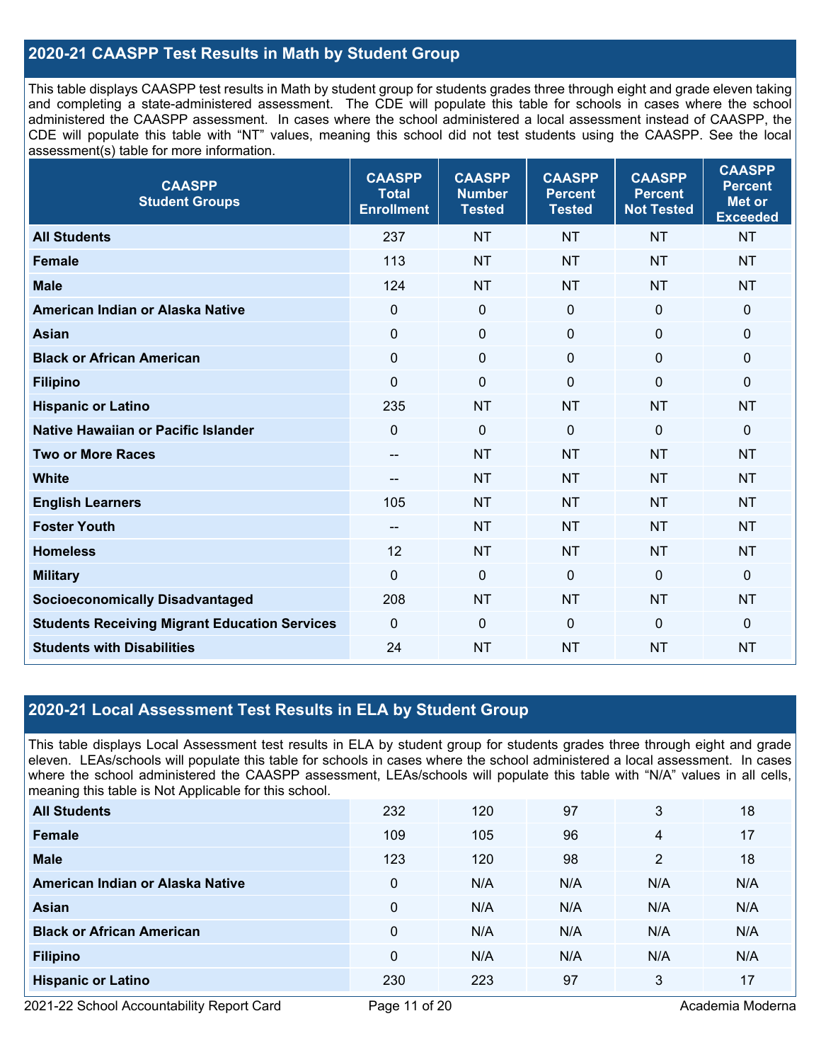## 2020-21 CAASPP Test Results in Math by Student Group

This table displays CAASPP test results in Math by student group for students grades three through eight and grade eleven taking and completing a state-administered assessment. The CDE will populate this table for schools in cases where the school administered the CAASPP assessment. In cases where the school administered a local assessment instead of CAASPP, the CDE will populate this table with "NT" values, meaning this school did not test students using the CAASPP. See the local assessment(s) table for more information.

| CAASPP Student Groups | CAASPP Total Enrollment | CAASPP Number Tested | CAASPP Percent Tested | CAASPP Percent Not Tested | CAASPP Percent Met or Exceeded |
|---|---|---|---|---|---|
| All Students | 237 | NT | NT | NT | NT |
| Female | 113 | NT | NT | NT | NT |
| Male | 124 | NT | NT | NT | NT |
| American Indian or Alaska Native | 0 | 0 | 0 | 0 | 0 |
| Asian | 0 | 0 | 0 | 0 | 0 |
| Black or African American | 0 | 0 | 0 | 0 | 0 |
| Filipino | 0 | 0 | 0 | 0 | 0 |
| Hispanic or Latino | 235 | NT | NT | NT | NT |
| Native Hawaiian or Pacific Islander | 0 | 0 | 0 | 0 | 0 |
| Two or More Races | -- | NT | NT | NT | NT |
| White | -- | NT | NT | NT | NT |
| English Learners | 105 | NT | NT | NT | NT |
| Foster Youth | -- | NT | NT | NT | NT |
| Homeless | 12 | NT | NT | NT | NT |
| Military | 0 | 0 | 0 | 0 | 0 |
| Socioeconomically Disadvantaged | 208 | NT | NT | NT | NT |
| Students Receiving Migrant Education Services | 0 | 0 | 0 | 0 | 0 |
| Students with Disabilities | 24 | NT | NT | NT | NT |

## 2020-21 Local Assessment Test Results in ELA by Student Group

This table displays Local Assessment test results in ELA by student group for students grades three through eight and grade eleven. LEAs/schools will populate this table for schools in cases where the school administered a local assessment. In cases where the school administered the CAASPP assessment, LEAs/schools will populate this table with "N/A" values in all cells, meaning this table is Not Applicable for this school.

| Student Groups | Total Enrollment | Number Tested | Percent Tested | Percent Not Tested | Percent Met or Exceeded |
|---|---|---|---|---|---|
| All Students | 232 | 120 | 97 | 3 | 18 |
| Female | 109 | 105 | 96 | 4 | 17 |
| Male | 123 | 120 | 98 | 2 | 18 |
| American Indian or Alaska Native | 0 | N/A | N/A | N/A | N/A |
| Asian | 0 | N/A | N/A | N/A | N/A |
| Black or African American | 0 | N/A | N/A | N/A | N/A |
| Filipino | 0 | N/A | N/A | N/A | N/A |
| Hispanic or Latino | 230 | 223 | 97 | 3 | 17 |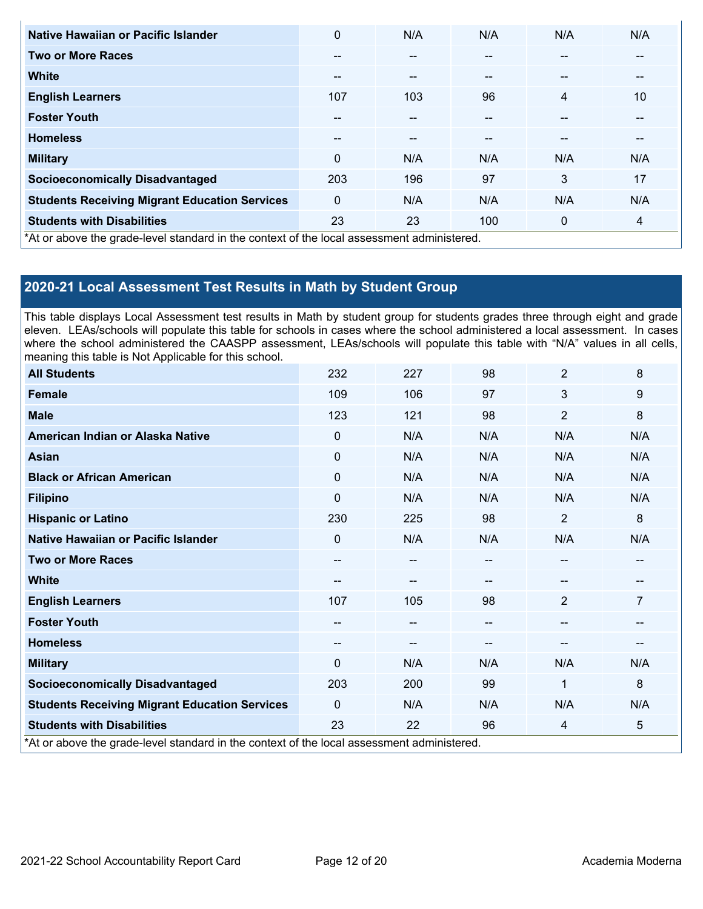| | | | | | |
|---|---|---|---|---|---|
| **Native Hawaiian or Pacific Islander** | 0 | N/A | N/A | N/A | N/A |
| **Two or More Races** | -- | -- | -- | -- | -- |
| **White** | -- | -- | -- | -- | -- |
| **English Learners** | 107 | 103 | 96 | 4 | 10 |
| **Foster Youth** | -- | -- | -- | -- | -- |
| **Homeless** | -- | -- | -- | -- | -- |
| **Military** | 0 | N/A | N/A | N/A | N/A |
| **Socioeconomically Disadvantaged** | 203 | 196 | 97 | 3 | 17 |
| **Students Receiving Migrant Education Services** | 0 | N/A | N/A | N/A | N/A |
| **Students with Disabilities** | 23 | 23 | 100 | 0 | 4 |

*At or above the grade-level standard in the context of the local assessment administered.

## 2020-21 Local Assessment Test Results in Math by Student Group

This table displays Local Assessment test results in Math by student group for students grades three through eight and grade eleven. LEAs/schools will populate this table for schools in cases where the school administered a local assessment. In cases where the school administered the CAASPP assessment, LEAs/schools will populate this table with "N/A" values in all cells, meaning this table is Not Applicable for this school.

| | | | | | |
|---|---|---|---|---|---|
| **All Students** | 232 | 227 | 98 | 2 | 8 |
| **Female** | 109 | 106 | 97 | 3 | 9 |
| **Male** | 123 | 121 | 98 | 2 | 8 |
| **American Indian or Alaska Native** | 0 | N/A | N/A | N/A | N/A |
| **Asian** | 0 | N/A | N/A | N/A | N/A |
| **Black or African American** | 0 | N/A | N/A | N/A | N/A |
| **Filipino** | 0 | N/A | N/A | N/A | N/A |
| **Hispanic or Latino** | 230 | 225 | 98 | 2 | 8 |
| **Native Hawaiian or Pacific Islander** | 0 | N/A | N/A | N/A | N/A |
| **Two or More Races** | -- | -- | -- | -- | -- |
| **White** | -- | -- | -- | -- | -- |
| **English Learners** | 107 | 105 | 98 | 2 | 7 |
| **Foster Youth** | -- | -- | -- | -- | -- |
| **Homeless** | -- | -- | -- | -- | -- |
| **Military** | 0 | N/A | N/A | N/A | N/A |
| **Socioeconomically Disadvantaged** | 203 | 200 | 99 | 1 | 8 |
| **Students Receiving Migrant Education Services** | 0 | N/A | N/A | N/A | N/A |
| **Students with Disabilities** | 23 | 22 | 96 | 4 | 5 |

*At or above the grade-level standard in the context of the local assessment administered.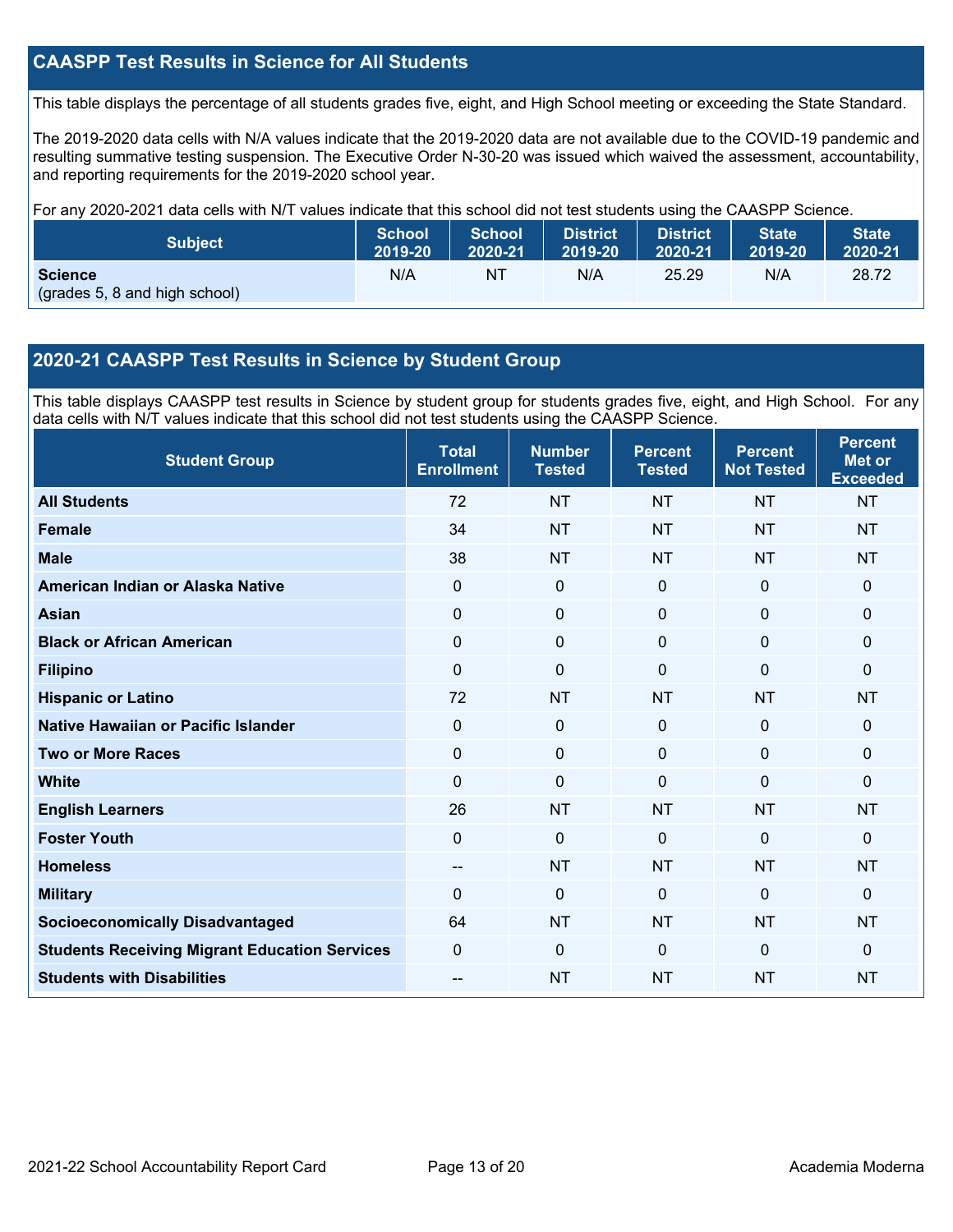## CAASPP Test Results in Science for All Students

This table displays the percentage of all students grades five, eight, and High School meeting or exceeding the State Standard.

The 2019-2020 data cells with N/A values indicate that the 2019-2020 data are not available due to the COVID-19 pandemic and resulting summative testing suspension. The Executive Order N-30-20 was issued which waived the assessment, accountability, and reporting requirements for the 2019-2020 school year.

For any 2020-2021 data cells with N/T values indicate that this school did not test students using the CAASPP Science.

| Subject | School 2019-20 | School 2020-21 | District 2019-20 | District 2020-21 | State 2019-20 | State 2020-21 |
|---|---|---|---|---|---|---|
| **Science** (grades 5, 8 and high school) | N/A | NT | N/A | 25.29 | N/A | 28.72 |

## 2020-21 CAASPP Test Results in Science by Student Group

This table displays CAASPP test results in Science by student group for students grades five, eight, and High School. For any data cells with N/T values indicate that this school did not test students using the CAASPP Science.

| Student Group | Total Enrollment | Number Tested | Percent Tested | Percent Not Tested | Percent Met or Exceeded |
|---|---|---|---|---|---|
| **All Students** | 72 | NT | NT | NT | NT |
| **Female** | 34 | NT | NT | NT | NT |
| **Male** | 38 | NT | NT | NT | NT |
| **American Indian or Alaska Native** | 0 | 0 | 0 | 0 | 0 |
| **Asian** | 0 | 0 | 0 | 0 | 0 |
| **Black or African American** | 0 | 0 | 0 | 0 | 0 |
| **Filipino** | 0 | 0 | 0 | 0 | 0 |
| **Hispanic or Latino** | 72 | NT | NT | NT | NT |
| **Native Hawaiian or Pacific Islander** | 0 | 0 | 0 | 0 | 0 |
| **Two or More Races** | 0 | 0 | 0 | 0 | 0 |
| **White** | 0 | 0 | 0 | 0 | 0 |
| **English Learners** | 26 | NT | NT | NT | NT |
| **Foster Youth** | 0 | 0 | 0 | 0 | 0 |
| **Homeless** | -- | NT | NT | NT | NT |
| **Military** | 0 | 0 | 0 | 0 | 0 |
| **Socioeconomically Disadvantaged** | 64 | NT | NT | NT | NT |
| **Students Receiving Migrant Education Services** | 0 | 0 | 0 | 0 | 0 |
| **Students with Disabilities** | -- | NT | NT | NT | NT |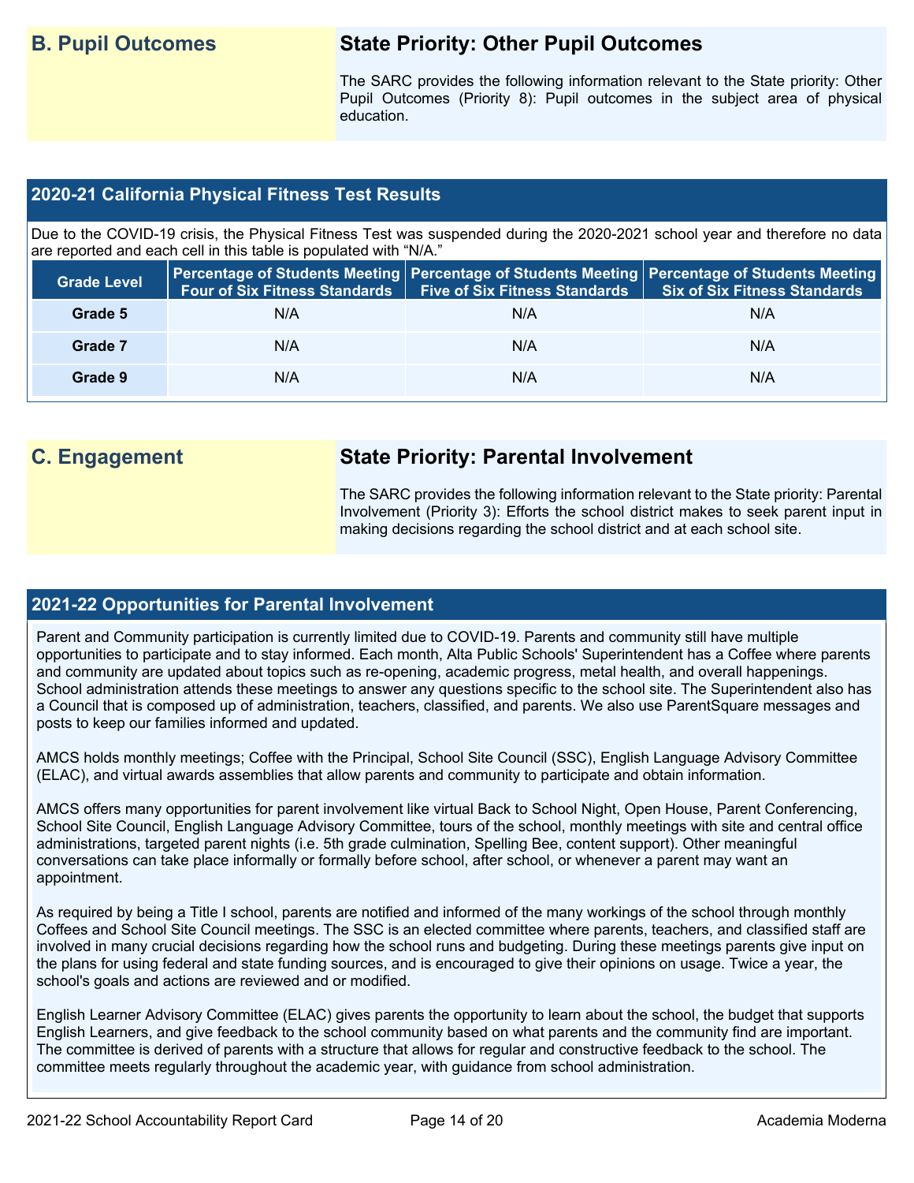## B. Pupil Outcomes

### State Priority: Other Pupil Outcomes

The SARC provides the following information relevant to the State priority: Other Pupil Outcomes (Priority 8): Pupil outcomes in the subject area of physical education.

### 2020-21 California Physical Fitness Test Results

Due to the COVID-19 crisis, the Physical Fitness Test was suspended during the 2020-2021 school year and therefore no data are reported and each cell in this table is populated with "N/A."

| Grade Level | Percentage of Students Meeting Four of Six Fitness Standards | Percentage of Students Meeting Five of Six Fitness Standards | Percentage of Students Meeting Six of Six Fitness Standards |
|---|---|---|---|
| Grade 5 | N/A | N/A | N/A |
| Grade 7 | N/A | N/A | N/A |
| Grade 9 | N/A | N/A | N/A |

## C. Engagement

### State Priority: Parental Involvement

The SARC provides the following information relevant to the State priority: Parental Involvement (Priority 3): Efforts the school district makes to seek parent input in making decisions regarding the school district and at each school site.

### 2021-22 Opportunities for Parental Involvement

Parent and Community participation is currently limited due to COVID-19. Parents and community still have multiple opportunities to participate and to stay informed. Each month, Alta Public Schools' Superintendent has a Coffee where parents and community are updated about topics such as re-opening, academic progress, metal health, and overall happenings. School administration attends these meetings to answer any questions specific to the school site. The Superintendent also has a Council that is composed up of administration, teachers, classified, and parents. We also use ParentSquare messages and posts to keep our families informed and updated.

AMCS holds monthly meetings; Coffee with the Principal, School Site Council (SSC), English Language Advisory Committee (ELAC), and virtual awards assemblies that allow parents and community to participate and obtain information.

AMCS offers many opportunities for parent involvement like virtual Back to School Night, Open House, Parent Conferencing, School Site Council, English Language Advisory Committee, tours of the school, monthly meetings with site and central office administrations, targeted parent nights (i.e. 5th grade culmination, Spelling Bee, content support). Other meaningful conversations can take place informally or formally before school, after school, or whenever a parent may want an appointment.

As required by being a Title I school, parents are notified and informed of the many workings of the school through monthly Coffees and School Site Council meetings. The SSC is an elected committee where parents, teachers, and classified staff are involved in many crucial decisions regarding how the school runs and budgeting. During these meetings parents give input on the plans for using federal and state funding sources, and is encouraged to give their opinions on usage. Twice a year, the school's goals and actions are reviewed and or modified.

English Learner Advisory Committee (ELAC) gives parents the opportunity to learn about the school, the budget that supports English Learners, and give feedback to the school community based on what parents and the community find are important. The committee is derived of parents with a structure that allows for regular and constructive feedback to the school. The committee meets regularly throughout the academic year, with guidance from school administration.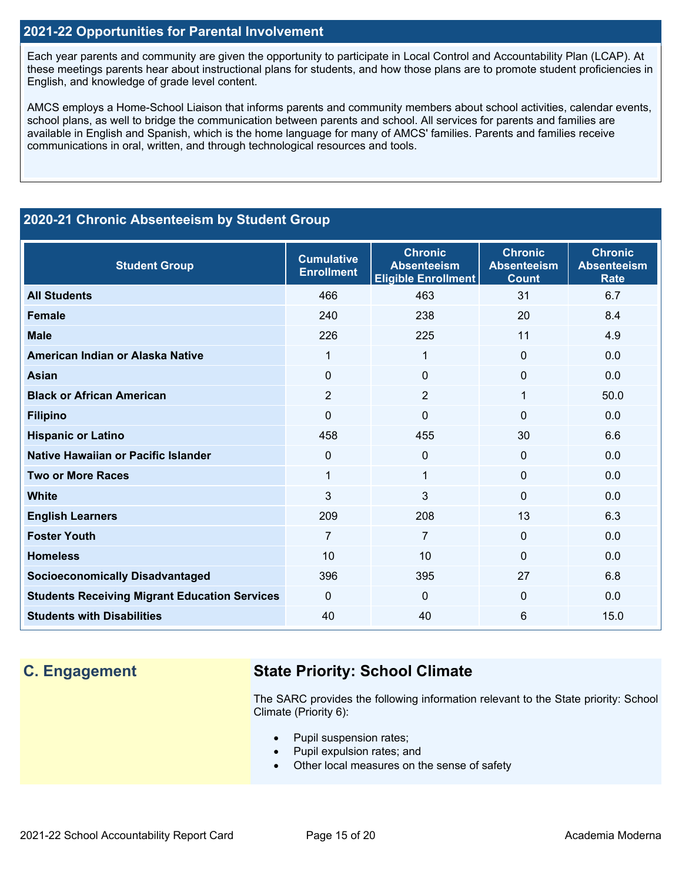## 2021-22 Opportunities for Parental Involvement

Each year parents and community are given the opportunity to participate in Local Control and Accountability Plan (LCAP). At these meetings parents hear about instructional plans for students, and how those plans are to promote student proficiencies in English, and knowledge of grade level content.

AMCS employs a Home-School Liaison that informs parents and community members about school activities, calendar events, school plans, as well to bridge the communication between parents and school. All services for parents and families are available in English and Spanish, which is the home language for many of AMCS' families. Parents and families receive communications in oral, written, and through technological resources and tools.

## 2020-21 Chronic Absenteeism by Student Group

| Student Group | Cumulative Enrollment | Chronic Absenteeism Eligible Enrollment | Chronic Absenteeism Count | Chronic Absenteeism Rate |
|---|---|---|---|---|
| **All Students** | 466 | 463 | 31 | 6.7 |
| **Female** | 240 | 238 | 20 | 8.4 |
| **Male** | 226 | 225 | 11 | 4.9 |
| **American Indian or Alaska Native** | 1 | 1 | 0 | 0.0 |
| **Asian** | 0 | 0 | 0 | 0.0 |
| **Black or African American** | 2 | 2 | 1 | 50.0 |
| **Filipino** | 0 | 0 | 0 | 0.0 |
| **Hispanic or Latino** | 458 | 455 | 30 | 6.6 |
| **Native Hawaiian or Pacific Islander** | 0 | 0 | 0 | 0.0 |
| **Two or More Races** | 1 | 1 | 0 | 0.0 |
| **White** | 3 | 3 | 0 | 0.0 |
| **English Learners** | 209 | 208 | 13 | 6.3 |
| **Foster Youth** | 7 | 7 | 0 | 0.0 |
| **Homeless** | 10 | 10 | 0 | 0.0 |
| **Socioeconomically Disadvantaged** | 396 | 395 | 27 | 6.8 |
| **Students Receiving Migrant Education Services** | 0 | 0 | 0 | 0.0 |
| **Students with Disabilities** | 40 | 40 | 6 | 15.0 |

## C. Engagement

### State Priority: School Climate

The SARC provides the following information relevant to the State priority: School Climate (Priority 6):

- Pupil suspension rates;
- Pupil expulsion rates; and
- Other local measures on the sense of safety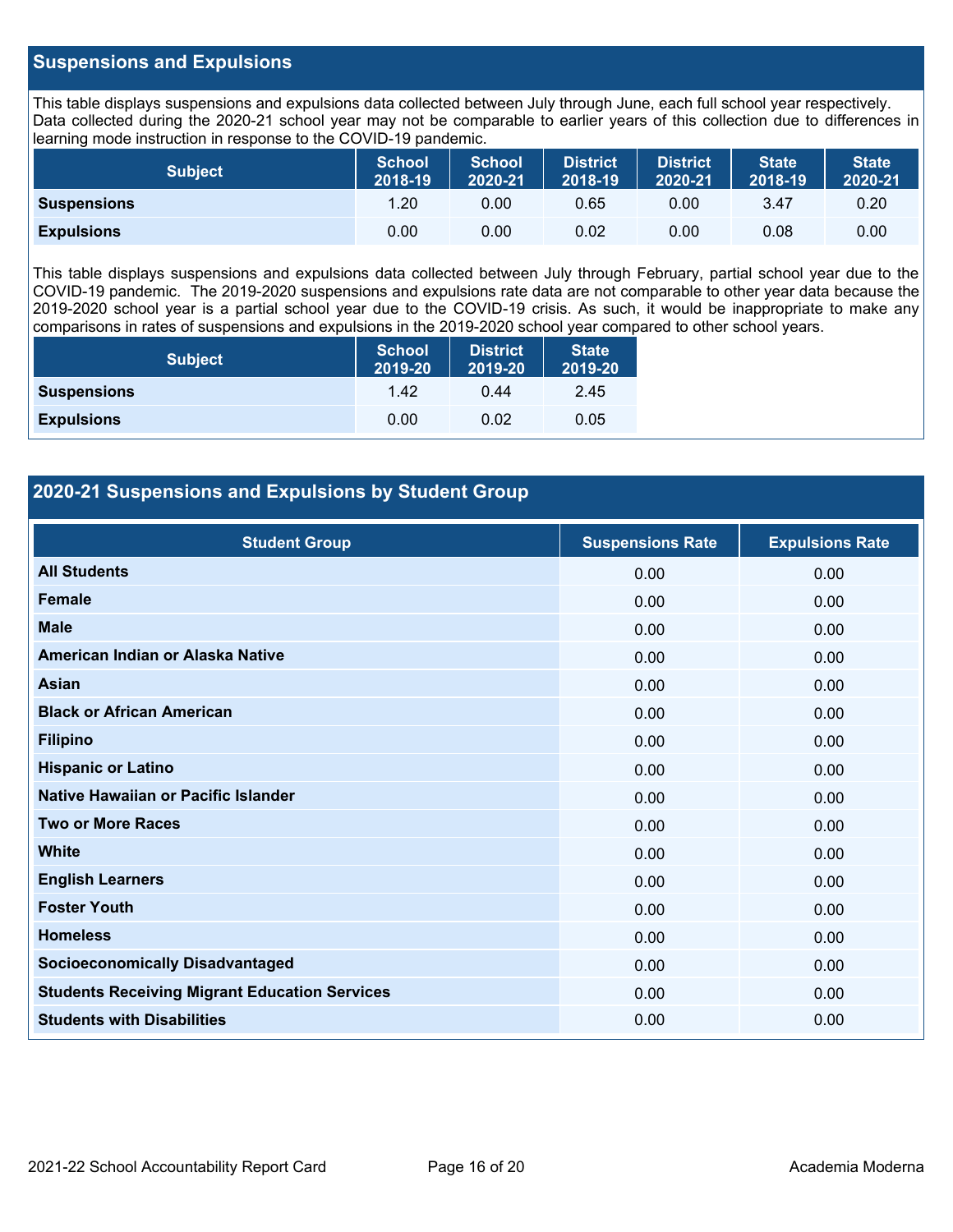## Suspensions and Expulsions

This table displays suspensions and expulsions data collected between July through June, each full school year respectively. Data collected during the 2020-21 school year may not be comparable to earlier years of this collection due to differences in learning mode instruction in response to the COVID-19 pandemic.

| Subject | School 2018-19 | School 2020-21 | District 2018-19 | District 2020-21 | State 2018-19 | State 2020-21 |
|---|---|---|---|---|---|---|
| **Suspensions** | 1.20 | 0.00 | 0.65 | 0.00 | 3.47 | 0.20 |
| **Expulsions** | 0.00 | 0.00 | 0.02 | 0.00 | 0.08 | 0.00 |

This table displays suspensions and expulsions data collected between July through February, partial school year due to the COVID-19 pandemic. The 2019-2020 suspensions and expulsions rate data are not comparable to other year data because the 2019-2020 school year is a partial school year due to the COVID-19 crisis. As such, it would be inappropriate to make any comparisons in rates of suspensions and expulsions in the 2019-2020 school year compared to other school years.

| Subject | School 2019-20 | District 2019-20 | State 2019-20 |
|---|---|---|---|
| **Suspensions** | 1.42 | 0.44 | 2.45 |
| **Expulsions** | 0.00 | 0.02 | 0.05 |

## 2020-21 Suspensions and Expulsions by Student Group

| Student Group | Suspensions Rate | Expulsions Rate |
|---|---|---|
| **All Students** | 0.00 | 0.00 |
| **Female** | 0.00 | 0.00 |
| **Male** | 0.00 | 0.00 |
| **American Indian or Alaska Native** | 0.00 | 0.00 |
| **Asian** | 0.00 | 0.00 |
| **Black or African American** | 0.00 | 0.00 |
| **Filipino** | 0.00 | 0.00 |
| **Hispanic or Latino** | 0.00 | 0.00 |
| **Native Hawaiian or Pacific Islander** | 0.00 | 0.00 |
| **Two or More Races** | 0.00 | 0.00 |
| **White** | 0.00 | 0.00 |
| **English Learners** | 0.00 | 0.00 |
| **Foster Youth** | 0.00 | 0.00 |
| **Homeless** | 0.00 | 0.00 |
| **Socioeconomically Disadvantaged** | 0.00 | 0.00 |
| **Students Receiving Migrant Education Services** | 0.00 | 0.00 |
| **Students with Disabilities** | 0.00 | 0.00 |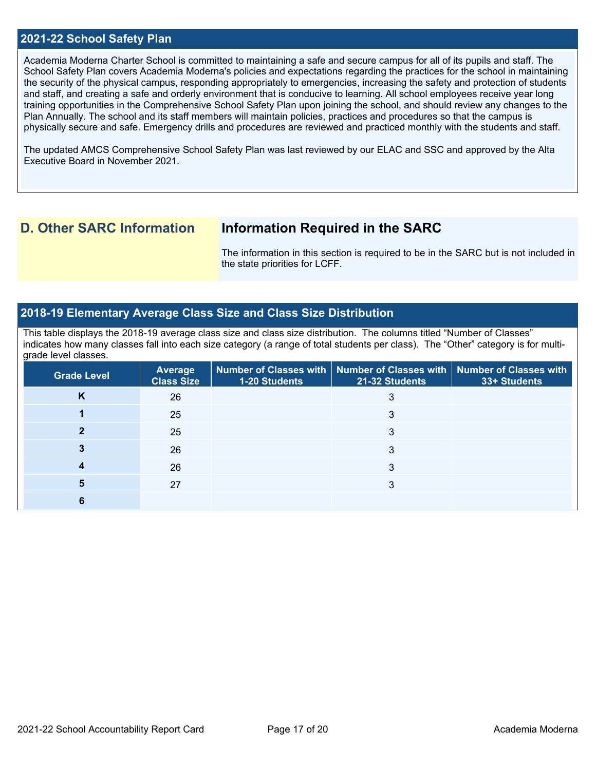## 2021-22 School Safety Plan

Academia Moderna Charter School is committed to maintaining a safe and secure campus for all of its pupils and staff. The School Safety Plan covers Academia Moderna's policies and expectations regarding the practices for the school in maintaining the security of the physical campus, responding appropriately to emergencies, increasing the safety and protection of students and staff, and creating a safe and orderly environment that is conducive to learning. All school employees receive year long training opportunities in the Comprehensive School Safety Plan upon joining the school, and should review any changes to the Plan Annually. The school and its staff members will maintain policies, practices and procedures so that the campus is physically secure and safe. Emergency drills and procedures are reviewed and practiced monthly with the students and staff.

The updated AMCS Comprehensive School Safety Plan was last reviewed by our ELAC and SSC and approved by the Alta Executive Board in November 2021.

## D. Other SARC Information

### Information Required in the SARC

The information in this section is required to be in the SARC but is not included in the state priorities for LCFF.

## 2018-19 Elementary Average Class Size and Class Size Distribution

This table displays the 2018-19 average class size and class size distribution. The columns titled "Number of Classes" indicates how many classes fall into each size category (a range of total students per class). The "Other" category is for multi-grade level classes.

| Grade Level | Average Class Size | Number of Classes with 1-20 Students | Number of Classes with 21-32 Students | Number of Classes with 33+ Students |
|---|---|---|---|---|
| K | 26 | | 3 | |
| 1 | 25 | | 3 | |
| 2 | 25 | | 3 | |
| 3 | 26 | | 3 | |
| 4 | 26 | | 3 | |
| 5 | 27 | | 3 | |
| 6 | | | | |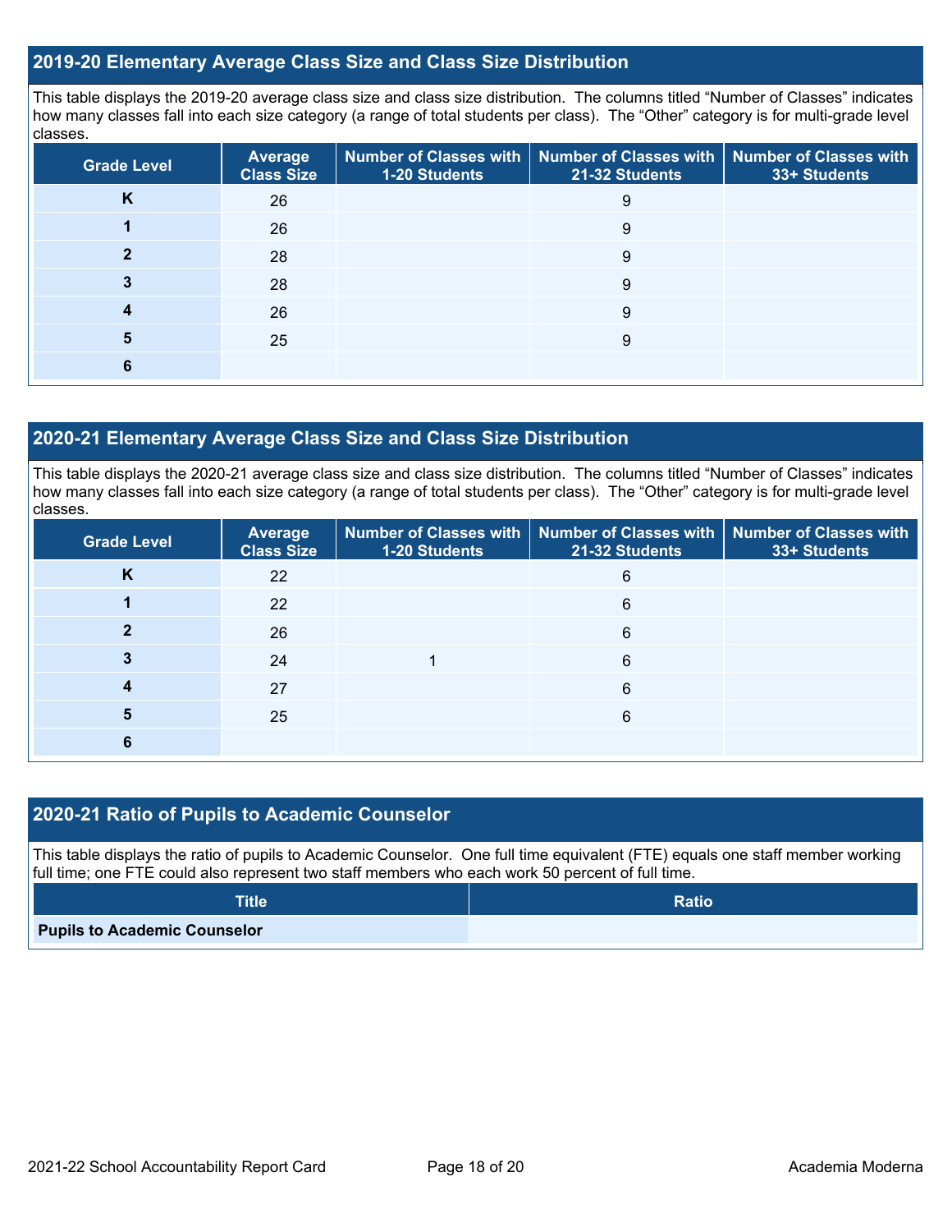## 2019-20 Elementary Average Class Size and Class Size Distribution

This table displays the 2019-20 average class size and class size distribution. The columns titled "Number of Classes" indicates how many classes fall into each size category (a range of total students per class). The "Other" category is for multi-grade level classes.

| Grade Level | Average Class Size | Number of Classes with 1-20 Students | Number of Classes with 21-32 Students | Number of Classes with 33+ Students |
|---|---|---|---|---|
| K | 26 | | 9 | |
| 1 | 26 | | 9 | |
| 2 | 28 | | 9 | |
| 3 | 28 | | 9 | |
| 4 | 26 | | 9 | |
| 5 | 25 | | 9 | |
| 6 | | | | |

## 2020-21 Elementary Average Class Size and Class Size Distribution

This table displays the 2020-21 average class size and class size distribution. The columns titled "Number of Classes" indicates how many classes fall into each size category (a range of total students per class). The "Other" category is for multi-grade level classes.

| Grade Level | Average Class Size | Number of Classes with 1-20 Students | Number of Classes with 21-32 Students | Number of Classes with 33+ Students |
|---|---|---|---|---|
| K | 22 | | 6 | |
| 1 | 22 | | 6 | |
| 2 | 26 | | 6 | |
| 3 | 24 | 1 | 6 | |
| 4 | 27 | | 6 | |
| 5 | 25 | | 6 | |
| 6 | | | | |

## 2020-21 Ratio of Pupils to Academic Counselor

This table displays the ratio of pupils to Academic Counselor. One full time equivalent (FTE) equals one staff member working full time; one FTE could also represent two staff members who each work 50 percent of full time.

| Title | Ratio |
|---|---|
| **Pupils to Academic Counselor** | |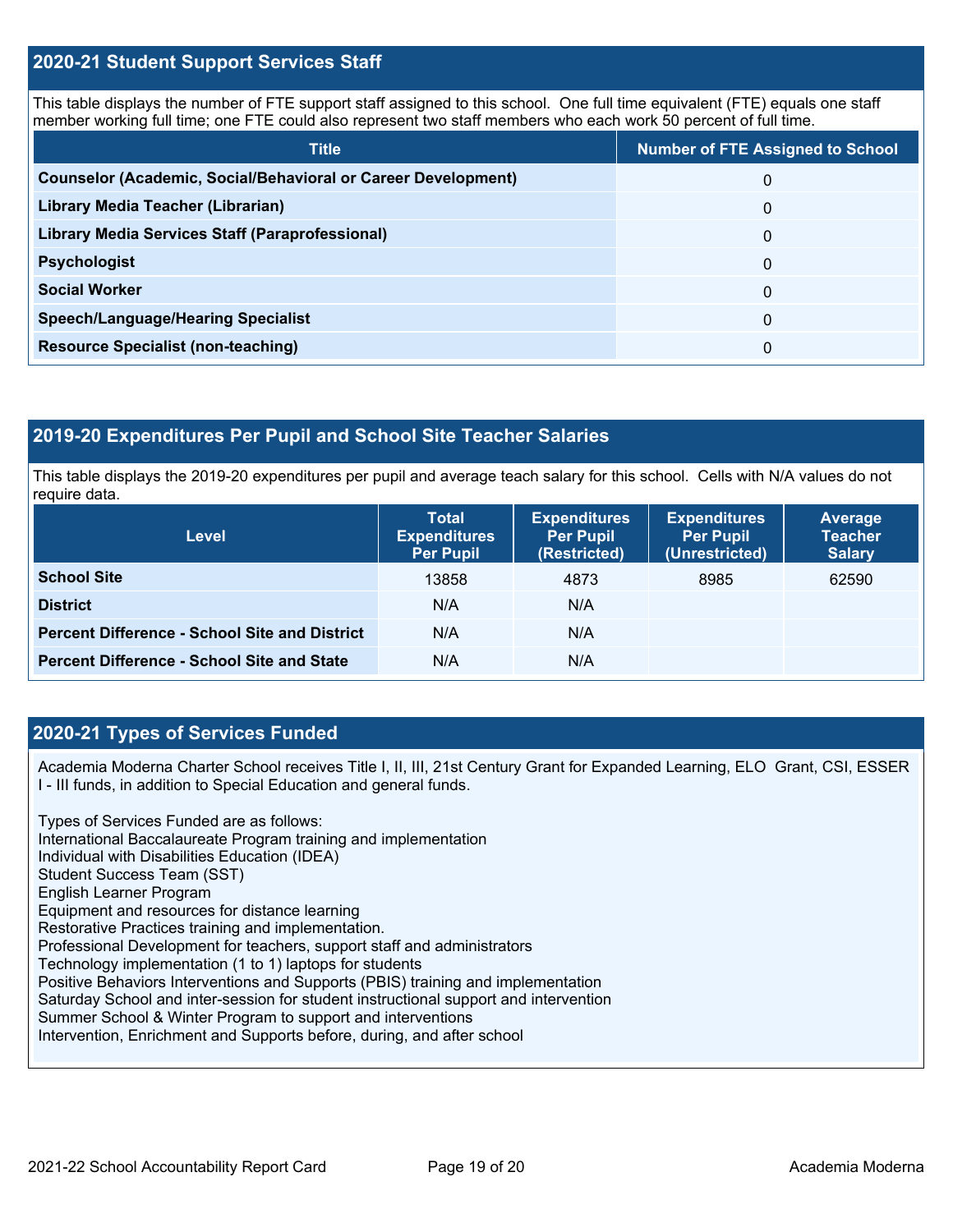## 2020-21 Student Support Services Staff

This table displays the number of FTE support staff assigned to this school. One full time equivalent (FTE) equals one staff member working full time; one FTE could also represent two staff members who each work 50 percent of full time.

| Title | Number of FTE Assigned to School |
| --- | --- |
| **Counselor (Academic, Social/Behavioral or Career Development)** | 0 |
| **Library Media Teacher (Librarian)** | 0 |
| **Library Media Services Staff (Paraprofessional)** | 0 |
| **Psychologist** | 0 |
| **Social Worker** | 0 |
| **Speech/Language/Hearing Specialist** | 0 |
| **Resource Specialist (non-teaching)** | 0 |

## 2019-20 Expenditures Per Pupil and School Site Teacher Salaries

This table displays the 2019-20 expenditures per pupil and average teach salary for this school. Cells with N/A values do not require data.

| Level | Total Expenditures Per Pupil | Expenditures Per Pupil (Restricted) | Expenditures Per Pupil (Unrestricted) | Average Teacher Salary |
| --- | --- | --- | --- | --- |
| **School Site** | 13858 | 4873 | 8985 | 62590 |
| **District** | N/A | N/A | | |
| **Percent Difference - School Site and District** | N/A | N/A | | |
| **Percent Difference - School Site and State** | N/A | N/A | | |

## 2020-21 Types of Services Funded

Academia Moderna Charter School receives Title I, II, III, 21st Century Grant for Expanded Learning, ELO Grant, CSI, ESSER I - III funds, in addition to Special Education and general funds.

Types of Services Funded are as follows:
International Baccalaureate Program training and implementation
Individual with Disabilities Education (IDEA)
Student Success Team (SST)
English Learner Program
Equipment and resources for distance learning
Restorative Practices training and implementation.
Professional Development for teachers, support staff and administrators
Technology implementation (1 to 1) laptops for students
Positive Behaviors Interventions and Supports (PBIS) training and implementation
Saturday School and inter-session for student instructional support and intervention
Summer School & Winter Program to support and interventions
Intervention, Enrichment and Supports before, during, and after school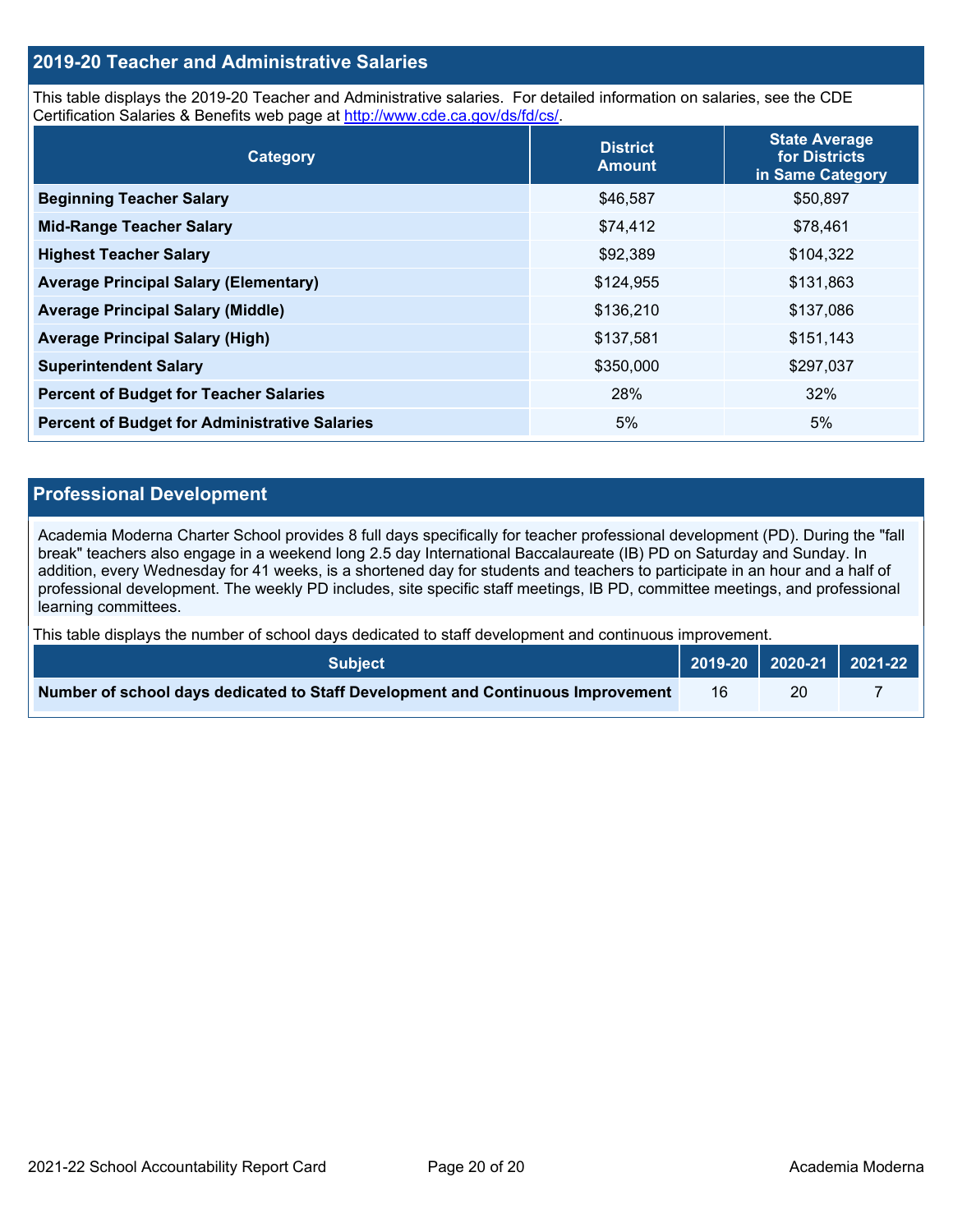## 2019-20 Teacher and Administrative Salaries

This table displays the 2019-20 Teacher and Administrative salaries. For detailed information on salaries, see the CDE Certification Salaries & Benefits web page at http://www.cde.ca.gov/ds/fd/cs/.

| Category | District Amount | State Average for Districts in Same Category |
|---|---|---|
| **Beginning Teacher Salary** | $46,587 | $50,897 |
| **Mid-Range Teacher Salary** | $74,412 | $78,461 |
| **Highest Teacher Salary** | $92,389 | $104,322 |
| **Average Principal Salary (Elementary)** | $124,955 | $131,863 |
| **Average Principal Salary (Middle)** | $136,210 | $137,086 |
| **Average Principal Salary (High)** | $137,581 | $151,143 |
| **Superintendent Salary** | $350,000 | $297,037 |
| **Percent of Budget for Teacher Salaries** | 28% | 32% |
| **Percent of Budget for Administrative Salaries** | 5% | 5% |

## Professional Development

Academia Moderna Charter School provides 8 full days specifically for teacher professional development (PD). During the "fall break" teachers also engage in a weekend long 2.5 day International Baccalaureate (IB) PD on Saturday and Sunday. In addition, every Wednesday for 41 weeks, is a shortened day for students and teachers to participate in an hour and a half of professional development. The weekly PD includes, site specific staff meetings, IB PD, committee meetings, and professional learning committees.

This table displays the number of school days dedicated to staff development and continuous improvement.

| Subject | 2019-20 | 2020-21 | 2021-22 |
|---|---|---|---|
| **Number of school days dedicated to Staff Development and Continuous Improvement** | 16 | 20 | 7 |